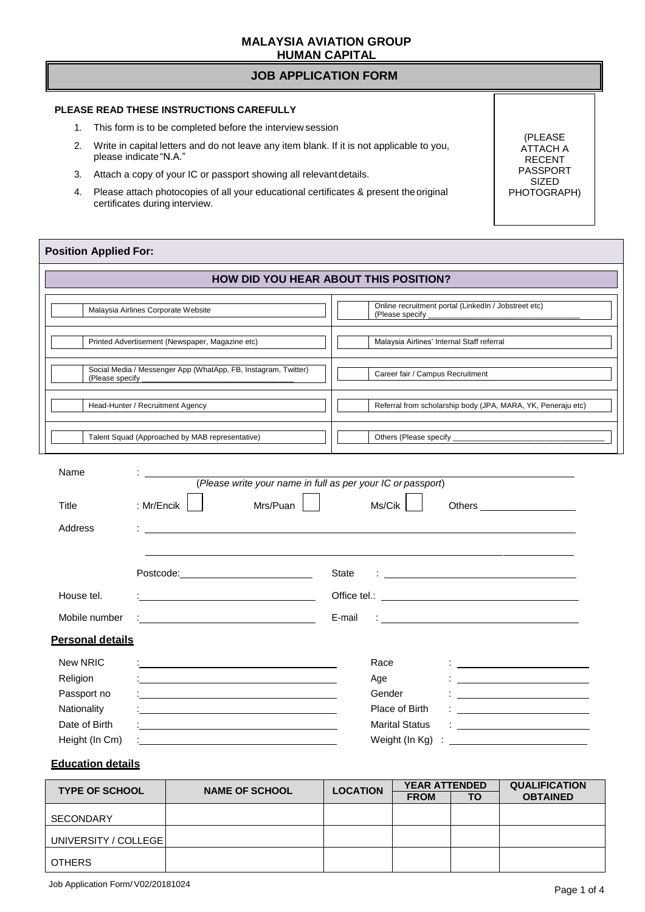**MALAYSIA AVIATION GROUP**
**HUMAN CAPITAL**

# JOB APPLICATION FORM

**PLEASE READ THESE INSTRUCTIONS CAREFULLY**

1. This form is to be completed before the interview session
2. Write in capital letters and do not leave any item blank. If it is not applicable to you, please indicate "N.A."
3. Attach a copy of your IC or passport showing all relevant details.
4. Please attach photocopies of all your educational certificates & present the original certificates during interview.

(PLEASE ATTACH A RECENT PASSPORT SIZED PHOTOGRAPH)

**Position Applied For:**

**HOW DID YOU HEAR ABOUT THIS POSITION?**

| | |
|---|---|
| ☐ Malaysia Airlines Corporate Website | ☐ Online recruitment portal (LinkedIn / Jobstreet etc) (Please specify ____________) |
| ☐ Printed Advertisement (Newspaper, Magazine etc) | ☐ Malaysia Airlines' Internal Staff referral |
| ☐ Social Media / Messenger App (WhatApp, FB, Instagram, Twitter) (Please specify ____________ | ☐ Career fair / Campus Recruitment |
| ☐ Head-Hunter / Recruitment Agency | ☐ Referral from scholarship body (JPA, MARA, YK, Peneraju etc) |
| ☐ Talent Squad (Approached by MAB representative) | ☐ Others (Please specify ____________ |

Name : ______________________________________________
(*Please write your name in full as per your IC or passport*)

Title : Mr/Encik ☐ Mrs/Puan ☐ Ms/Cik ☐ Others ____________

Address : ______________________________________________

______________________________________________

Postcode: ____________ State : ____________

House tel. : ____________ Office tel.: ____________

Mobile number : ____________ E-mail : ____________

**Personal details**

| | | | |
|---|---|---|---|
| New NRIC | : | Race | : |
| Religion | : | Age | : |
| Passport no | : | Gender | : |
| Nationality | : | Place of Birth | : |
| Date of Birth | : | Marital Status | : |
| Height (In Cm) | : | Weight (In Kg) | : |

**Education details**

| TYPE OF SCHOOL | NAME OF SCHOOL | LOCATION | YEAR ATTENDED | | QUALIFICATION OBTAINED |
|---|---|---|---|---|---|
| | | | FROM | TO | |
| SECONDARY | | | | | |
| UNIVERSITY / COLLEGE | | | | | |
| OTHERS | | | | | |

Job Application Form/ V02/20181024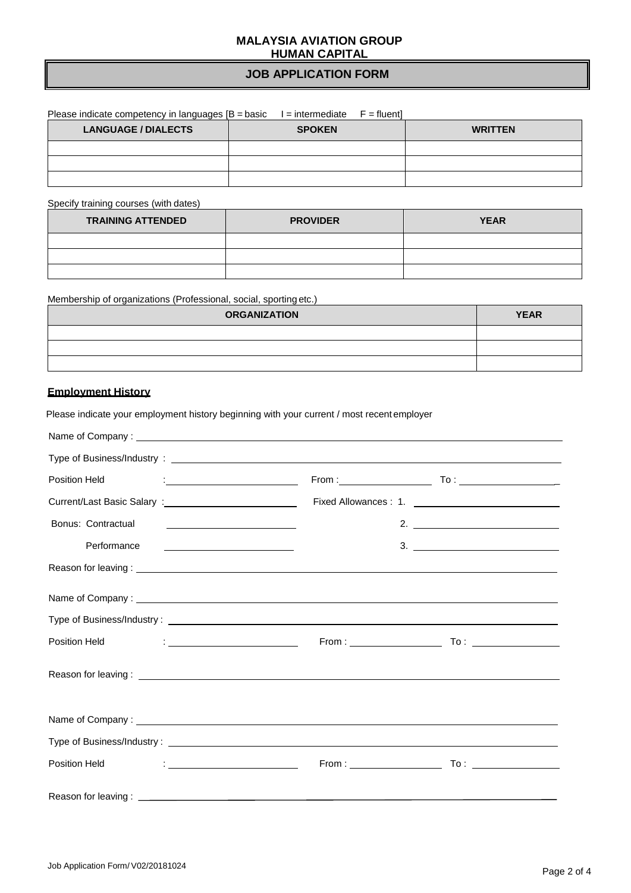**MALAYSIA AVIATION GROUP**
**HUMAN CAPITAL**

## JOB APPLICATION FORM

Please indicate competency in languages [B = basic   I = intermediate   F = fluent]

| LANGUAGE / DIALECTS | SPOKEN | WRITTEN |
|---|---|---|
| | | |
| | | |
| | | |

Specify training courses (with dates)

| TRAINING ATTENDED | PROVIDER | YEAR |
|---|---|---|
| | | |
| | | |
| | | |

Membership of organizations (Professional, social, sporting etc.)

| ORGANIZATION | YEAR |
|---|---|
| | |
| | |
| | |

### Employment History

Please indicate your employment history beginning with your current / most recent employer

Name of Company : ______________________________

Type of Business/Industry : ______________________________

Position Held : ____________ From : ____________ To : ____________

Current/Last Basic Salary : ____________ Fixed Allowances : 1. ____________

Bonus: Contractual ____________ 2. ____________

Performance ____________ 3. ____________

Reason for leaving : ______________________________

Name of Company : ______________________________

Type of Business/Industry : ______________________________

Position Held : ____________ From : ____________ To : ____________

Reason for leaving : ______________________________

Name of Company : ______________________________

Type of Business/Industry : ______________________________

Position Held : ____________ From : ____________ To : ____________

Reason for leaving : ______________________________

Job Application Form/ V02/20181024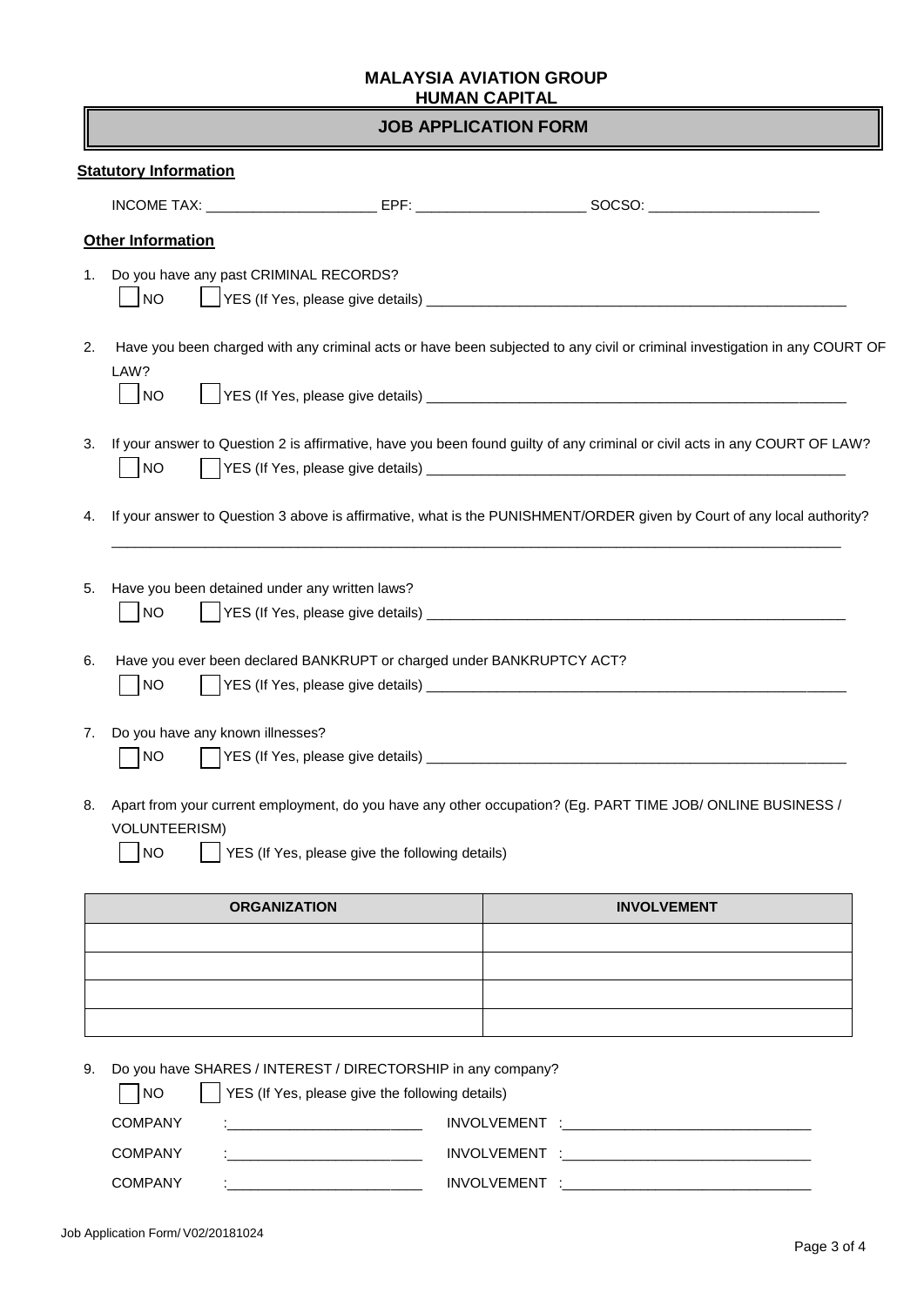**MALAYSIA AVIATION GROUP**
**HUMAN CAPITAL**

# JOB APPLICATION FORM

## Statutory Information

INCOME TAX: ______________________ EPF: ______________________ SOCSO: ______________________

## Other Information

1. Do you have any past CRIMINAL RECORDS?

   ☐ NO ☐ YES (If Yes, please give details) ________________________________________________________

2. Have you been charged with any criminal acts or have been subjected to any civil or criminal investigation in any COURT OF LAW?

   ☐ NO ☐ YES (If Yes, please give details) ________________________________________________________

3. If your answer to Question 2 is affirmative, have you been found guilty of any criminal or civil acts in any COURT OF LAW?

   ☐ NO ☐ YES (If Yes, please give details) ________________________________________________________

4. If your answer to Question 3 above is affirmative, what is the PUNISHMENT/ORDER given by Court of any local authority?

   ____________________________________________________________________________________________

5. Have you been detained under any written laws?

   ☐ NO ☐ YES (If Yes, please give details) ________________________________________________________

6. Have you ever been declared BANKRUPT or charged under BANKRUPTCY ACT?

   ☐ NO ☐ YES (If Yes, please give details) ________________________________________________________

7. Do you have any known illnesses?

   ☐ NO ☐ YES (If Yes, please give details) ________________________________________________________

8. Apart from your current employment, do you have any other occupation? (Eg. PART TIME JOB/ ONLINE BUSINESS / VOLUNTEERISM)

   ☐ NO ☐ YES (If Yes, please give the following details)

| ORGANIZATION | INVOLVEMENT |
| --- | --- |
| | |
| | |
| | |
| | |

9. Do you have SHARES / INTEREST / DIRECTORSHIP in any company?

   ☐ NO ☐ YES (If Yes, please give the following details)

   COMPANY :_________________________ INVOLVEMENT :________________________________

   COMPANY :_________________________ INVOLVEMENT :________________________________

   COMPANY :_________________________ INVOLVEMENT :________________________________

Job Application Form/ V02/20181024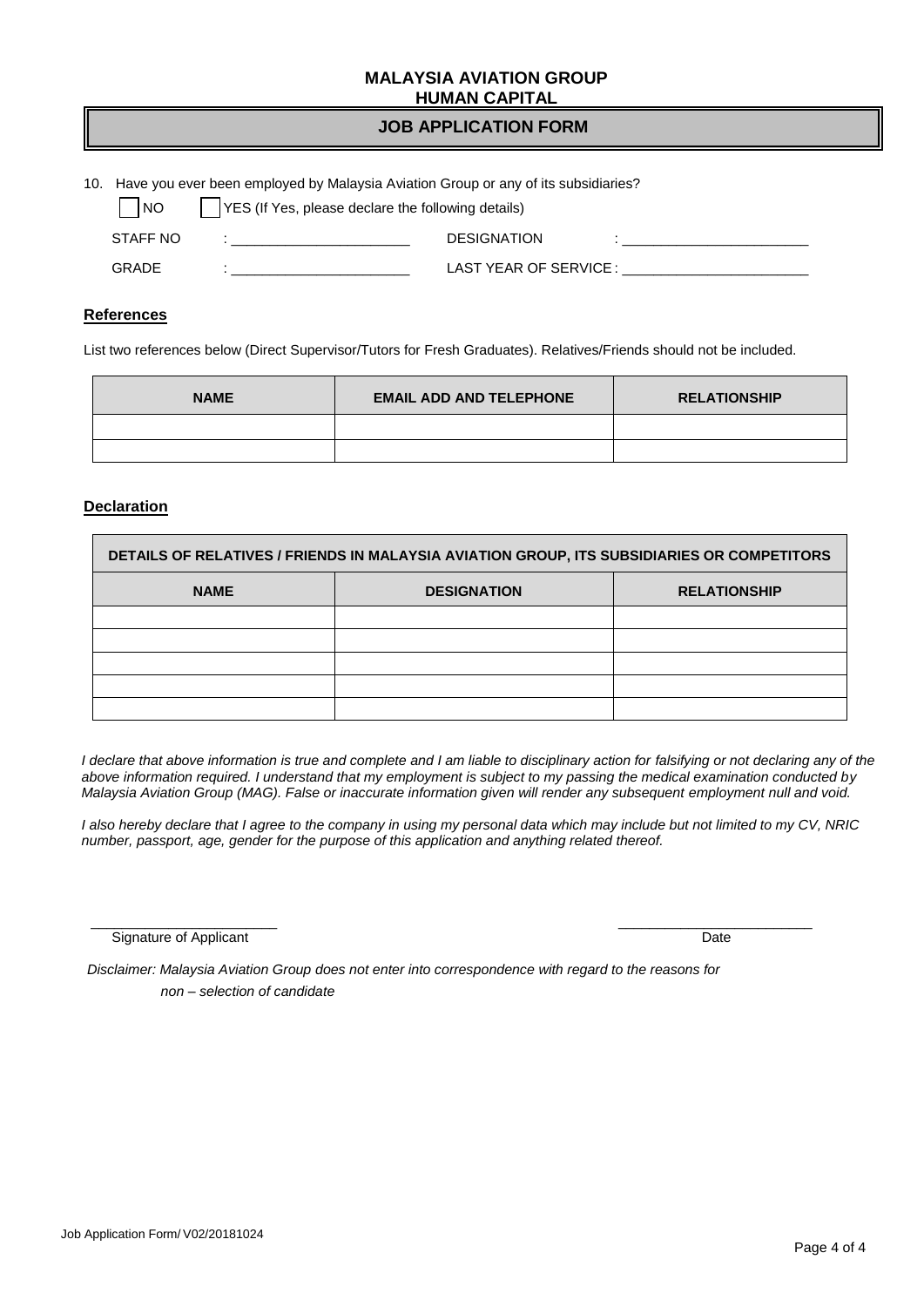**MALAYSIA AVIATION GROUP**
**HUMAN CAPITAL**

## JOB APPLICATION FORM

10. Have you ever been employed by Malaysia Aviation Group or any of its subsidiaries?

☐ NO ☐ YES (If Yes, please declare the following details)

STAFF NO : _______________________ DESIGNATION : ________________________

GRADE : _______________________ LAST YEAR OF SERVICE : ________________________

### References

List two references below (Direct Supervisor/Tutors for Fresh Graduates). Relatives/Friends should not be included.

| NAME | EMAIL ADD AND TELEPHONE | RELATIONSHIP |
|---|---|---|
| | | |
| | | |

### Declaration

| DETAILS OF RELATIVES / FRIENDS IN MALAYSIA AVIATION GROUP, ITS SUBSIDIARIES OR COMPETITORS | | |
|---|---|---|
| **NAME** | **DESIGNATION** | **RELATIONSHIP** |
| | | |
| | | |
| | | |
| | | |
| | | |

*I declare that above information is true and complete and I am liable to disciplinary action for falsifying or not declaring any of the above information required. I understand that my employment is subject to my passing the medical examination conducted by Malaysia Aviation Group (MAG). False or inaccurate information given will render any subsequent employment null and void.*

*I also hereby declare that I agree to the company in using my personal data which may include but not limited to my CV, NRIC number, passport, age, gender for the purpose of this application and anything related thereof.*

________________________ ________________________

Signature of Applicant Date

*Disclaimer: Malaysia Aviation Group does not enter into correspondence with regard to the reasons for non – selection of candidate*

Job Application Form/ V02/20181024